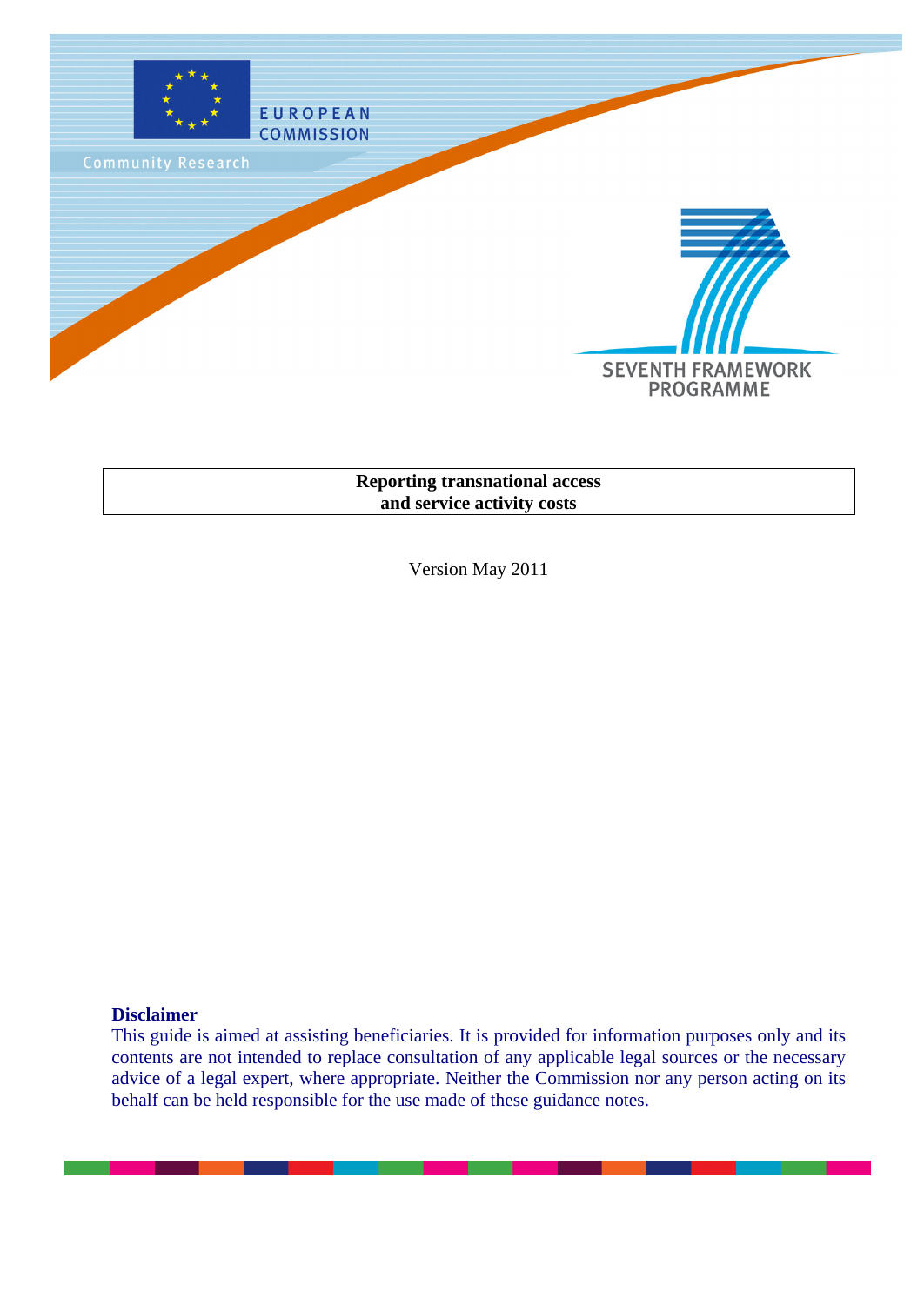EUROPEAN COMMISSION

Community Research

SEVENTH FRAMEWORK PROGRAMME

# Reporting transnational access and service activity costs

Version May 2011

**Disclaimer**

This guide is aimed at assisting beneficiaries. It is provided for information purposes only and its contents are not intended to replace consultation of any applicable legal sources or the necessary advice of a legal expert, where appropriate. Neither the Commission nor any person acting on its behalf can be held responsible for the use made of these guidance notes.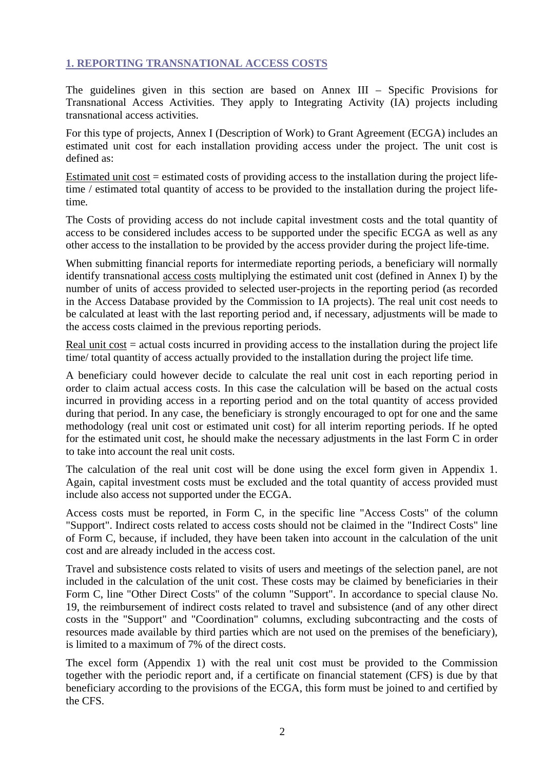## 1. REPORTING TRANSNATIONAL ACCESS COSTS

The guidelines given in this section are based on Annex III – Specific Provisions for Transnational Access Activities. They apply to Integrating Activity (IA) projects including transnational access activities.

For this type of projects, Annex I (Description of Work) to Grant Agreement (ECGA) includes an estimated unit cost for each installation providing access under the project. The unit cost is defined as:

Estimated unit cost = estimated costs of providing access to the installation during the project life-time / estimated total quantity of access to be provided to the installation during the project life-time.

The Costs of providing access do not include capital investment costs and the total quantity of access to be considered includes access to be supported under the specific ECGA as well as any other access to the installation to be provided by the access provider during the project life-time.

When submitting financial reports for intermediate reporting periods, a beneficiary will normally identify transnational access costs multiplying the estimated unit cost (defined in Annex I) by the number of units of access provided to selected user-projects in the reporting period (as recorded in the Access Database provided by the Commission to IA projects). The real unit cost needs to be calculated at least with the last reporting period and, if necessary, adjustments will be made to the access costs claimed in the previous reporting periods.

Real unit cost = actual costs incurred in providing access to the installation during the project life time/ total quantity of access actually provided to the installation during the project life time.

A beneficiary could however decide to calculate the real unit cost in each reporting period in order to claim actual access costs. In this case the calculation will be based on the actual costs incurred in providing access in a reporting period and on the total quantity of access provided during that period. In any case, the beneficiary is strongly encouraged to opt for one and the same methodology (real unit cost or estimated unit cost) for all interim reporting periods. If he opted for the estimated unit cost, he should make the necessary adjustments in the last Form C in order to take into account the real unit costs.

The calculation of the real unit cost will be done using the excel form given in Appendix 1. Again, capital investment costs must be excluded and the total quantity of access provided must include also access not supported under the ECGA.

Access costs must be reported, in Form C, in the specific line "Access Costs" of the column "Support". Indirect costs related to access costs should not be claimed in the "Indirect Costs" line of Form C, because, if included, they have been taken into account in the calculation of the unit cost and are already included in the access cost.

Travel and subsistence costs related to visits of users and meetings of the selection panel, are not included in the calculation of the unit cost. These costs may be claimed by beneficiaries in their Form C, line "Other Direct Costs" of the column "Support". In accordance to special clause No. 19, the reimbursement of indirect costs related to travel and subsistence (and of any other direct costs in the "Support" and "Coordination" columns, excluding subcontracting and the costs of resources made available by third parties which are not used on the premises of the beneficiary), is limited to a maximum of 7% of the direct costs.

The excel form (Appendix 1) with the real unit cost must be provided to the Commission together with the periodic report and, if a certificate on financial statement (CFS) is due by that beneficiary according to the provisions of the ECGA, this form must be joined to and certified by the CFS.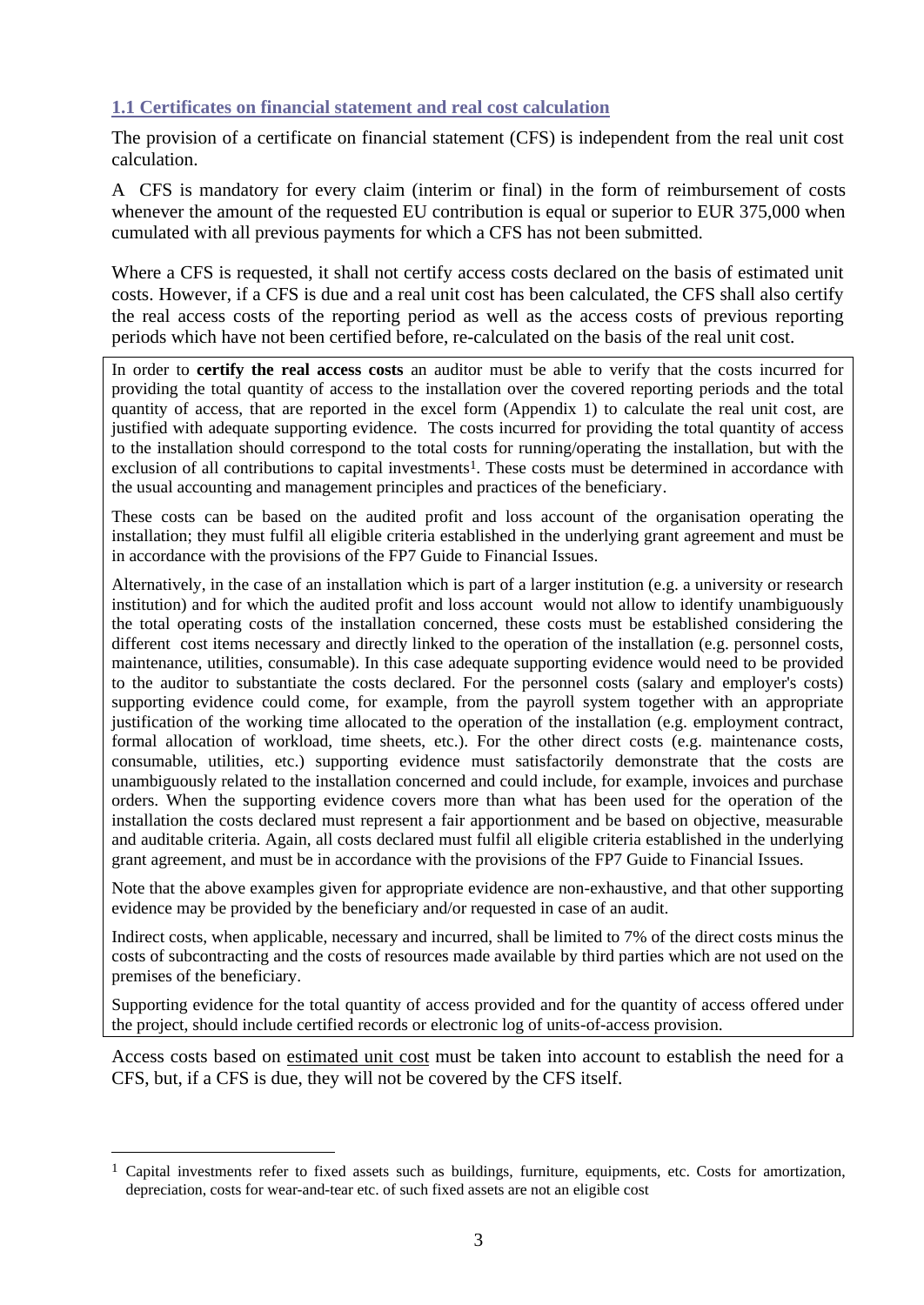### 1.1 Certificates on financial statement and real cost calculation

The provision of a certificate on financial statement (CFS) is independent from the real unit cost calculation.

A CFS is mandatory for every claim (interim or final) in the form of reimbursement of costs whenever the amount of the requested EU contribution is equal or superior to EUR 375,000 when cumulated with all previous payments for which a CFS has not been submitted.

Where a CFS is requested, it shall not certify access costs declared on the basis of estimated unit costs. However, if a CFS is due and a real unit cost has been calculated, the CFS shall also certify the real access costs of the reporting period as well as the access costs of previous reporting periods which have not been certified before, re-calculated on the basis of the real unit cost.

In order to **certify the real access costs** an auditor must be able to verify that the costs incurred for providing the total quantity of access to the installation over the covered reporting periods and the total quantity of access, that are reported in the excel form (Appendix 1) to calculate the real unit cost, are justified with adequate supporting evidence. The costs incurred for providing the total quantity of access to the installation should correspond to the total costs for running/operating the installation, but with the exclusion of all contributions to capital investments[1]. These costs must be determined in accordance with the usual accounting and management principles and practices of the beneficiary.

These costs can be based on the audited profit and loss account of the organisation operating the installation; they must fulfil all eligible criteria established in the underlying grant agreement and must be in accordance with the provisions of the FP7 Guide to Financial Issues.

Alternatively, in the case of an installation which is part of a larger institution (e.g. a university or research institution) and for which the audited profit and loss account would not allow to identify unambiguously the total operating costs of the installation concerned, these costs must be established considering the different cost items necessary and directly linked to the operation of the installation (e.g. personnel costs, maintenance, utilities, consumable). In this case adequate supporting evidence would need to be provided to the auditor to substantiate the costs declared. For the personnel costs (salary and employer's costs) supporting evidence could come, for example, from the payroll system together with an appropriate justification of the working time allocated to the operation of the installation (e.g. employment contract, formal allocation of workload, time sheets, etc.). For the other direct costs (e.g. maintenance costs, consumable, utilities, etc.) supporting evidence must satisfactorily demonstrate that the costs are unambiguously related to the installation concerned and could include, for example, invoices and purchase orders. When the supporting evidence covers more than what has been used for the operation of the installation the costs declared must represent a fair apportionment and be based on objective, measurable and auditable criteria. Again, all costs declared must fulfil all eligible criteria established in the underlying grant agreement, and must be in accordance with the provisions of the FP7 Guide to Financial Issues.

Note that the above examples given for appropriate evidence are non-exhaustive, and that other supporting evidence may be provided by the beneficiary and/or requested in case of an audit.

Indirect costs, when applicable, necessary and incurred, shall be limited to 7% of the direct costs minus the costs of subcontracting and the costs of resources made available by third parties which are not used on the premises of the beneficiary.

Supporting evidence for the total quantity of access provided and for the quantity of access offered under the project, should include certified records or electronic log of units-of-access provision.

Access costs based on estimated unit cost must be taken into account to establish the need for a CFS, but, if a CFS is due, they will not be covered by the CFS itself.

[1] Capital investments refer to fixed assets such as buildings, furniture, equipments, etc. Costs for amortization, depreciation, costs for wear-and-tear etc. of such fixed assets are not an eligible cost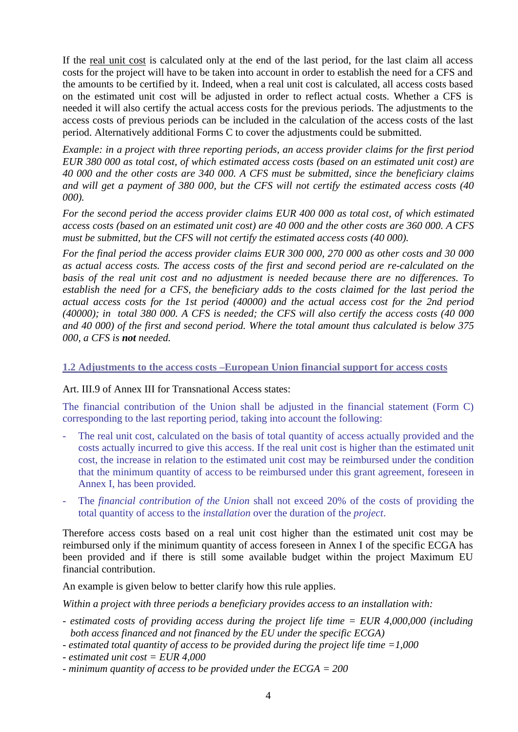If the real unit cost is calculated only at the end of the last period, for the last claim all access costs for the project will have to be taken into account in order to establish the need for a CFS and the amounts to be certified by it. Indeed, when a real unit cost is calculated, all access costs based on the estimated unit cost will be adjusted in order to reflect actual costs. Whether a CFS is needed it will also certify the actual access costs for the previous periods. The adjustments to the access costs of previous periods can be included in the calculation of the access costs of the last period. Alternatively additional Forms C to cover the adjustments could be submitted.

*Example: in a project with three reporting periods, an access provider claims for the first period EUR 380 000 as total cost, of which estimated access costs (based on an estimated unit cost) are 40 000 and the other costs are 340 000. A CFS must be submitted, since the beneficiary claims and will get a payment of 380 000, but the CFS will not certify the estimated access costs (40 000).*

*For the second period the access provider claims EUR 400 000 as total cost, of which estimated access costs (based on an estimated unit cost) are 40 000 and the other costs are 360 000. A CFS must be submitted, but the CFS will not certify the estimated access costs (40 000).*

*For the final period the access provider claims EUR 300 000, 270 000 as other costs and 30 000 as actual access costs. The access costs of the first and second period are re-calculated on the basis of the real unit cost and no adjustment is needed because there are no differences. To establish the need for a CFS, the beneficiary adds to the costs claimed for the last period the actual access costs for the 1st period (40000) and the actual access cost for the 2nd period (40000); in total 380 000. A CFS is needed; the CFS will also certify the access costs (40 000 and 40 000) of the first and second period. Where the total amount thus calculated is below 375 000, a CFS is* ***not*** *needed.*

## 1.2 Adjustments to the access costs –European Union financial support for access costs

Art. III.9 of Annex III for Transnational Access states:

The financial contribution of the Union shall be adjusted in the financial statement (Form C) corresponding to the last reporting period, taking into account the following:

- The real unit cost, calculated on the basis of total quantity of access actually provided and the costs actually incurred to give this access. If the real unit cost is higher than the estimated unit cost, the increase in relation to the estimated unit cost may be reimbursed under the condition that the minimum quantity of access to be reimbursed under this grant agreement, foreseen in Annex I, has been provided.
- The *financial contribution of the Union* shall not exceed 20% of the costs of providing the total quantity of access to the *installation* over the duration of the *project*.

Therefore access costs based on a real unit cost higher than the estimated unit cost may be reimbursed only if the minimum quantity of access foreseen in Annex I of the specific ECGA has been provided and if there is still some available budget within the project Maximum EU financial contribution.

An example is given below to better clarify how this rule applies.

*Within a project with three periods a beneficiary provides access to an installation with:*

- *estimated costs of providing access during the project life time = EUR 4,000,000 (including both access financed and not financed by the EU under the specific ECGA)*
- *estimated total quantity of access to be provided during the project life time =1,000*
- *estimated unit cost = EUR 4,000*
- *minimum quantity of access to be provided under the ECGA = 200*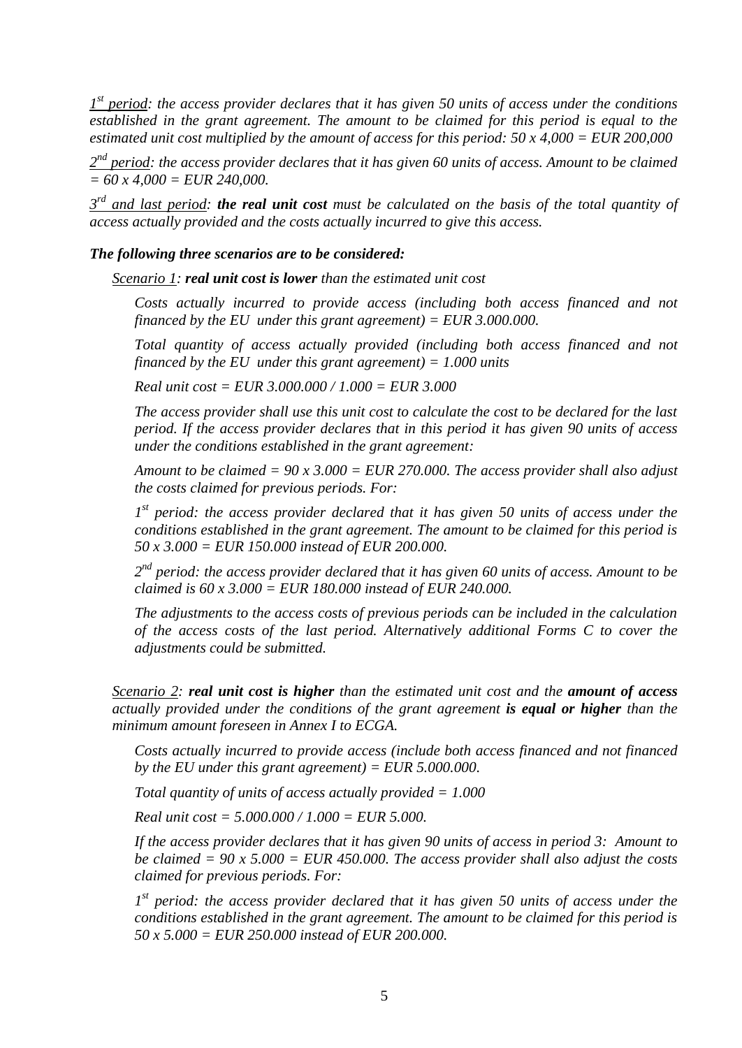*<u>1st period</u>: the access provider declares that it has given 50 units of access under the conditions established in the grant agreement. The amount to be claimed for this period is equal to the estimated unit cost multiplied by the amount of access for this period: 50 x 4,000 = EUR 200,000*

*<u>2nd period</u>: the access provider declares that it has given 60 units of access. Amount to be claimed = 60 x 4,000 = EUR 240,000.*

*<u>3rd and last period</u>: **the real unit cost** must be calculated on the basis of the total quantity of access actually provided and the costs actually incurred to give this access.*

***The following three scenarios are to be considered:***

*<u>Scenario 1</u>: **real unit cost is lower** than the estimated unit cost*

*Costs actually incurred to provide access (including both access financed and not financed by the EU under this grant agreement) = EUR 3.000.000.*

*Total quantity of access actually provided (including both access financed and not financed by the EU under this grant agreement) = 1.000 units*

*Real unit cost = EUR 3.000.000 / 1.000 = EUR 3.000*

*The access provider shall use this unit cost to calculate the cost to be declared for the last period. If the access provider declares that in this period it has given 90 units of access under the conditions established in the grant agreement:*

*Amount to be claimed = 90 x 3.000 = EUR 270.000. The access provider shall also adjust the costs claimed for previous periods. For:*

*1st period: the access provider declared that it has given 50 units of access under the conditions established in the grant agreement. The amount to be claimed for this period is 50 x 3.000 = EUR 150.000 instead of EUR 200.000.*

*2nd period: the access provider declared that it has given 60 units of access. Amount to be claimed is 60 x 3.000 = EUR 180.000 instead of EUR 240.000.*

*The adjustments to the access costs of previous periods can be included in the calculation of the access costs of the last period. Alternatively additional Forms C to cover the adjustments could be submitted.*

*<u>Scenario 2</u>: **real unit cost is higher** than the estimated unit cost and the **amount of access** actually provided under the conditions of the grant agreement **is equal or higher** than the minimum amount foreseen in Annex I to ECGA.*

*Costs actually incurred to provide access (include both access financed and not financed by the EU under this grant agreement) = EUR 5.000.000.*

*Total quantity of units of access actually provided = 1.000*

*Real unit cost = 5.000.000 / 1.000 = EUR 5.000.*

*If the access provider declares that it has given 90 units of access in period 3: Amount to be claimed = 90 x 5.000 = EUR 450.000. The access provider shall also adjust the costs claimed for previous periods. For:*

*1st period: the access provider declared that it has given 50 units of access under the conditions established in the grant agreement. The amount to be claimed for this period is 50 x 5.000 = EUR 250.000 instead of EUR 200.000.*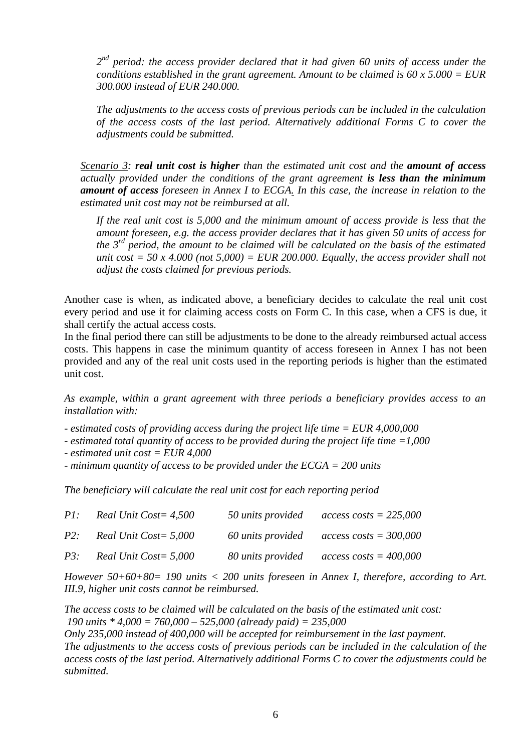*2nd period: the access provider declared that it had given 60 units of access under the conditions established in the grant agreement. Amount to be claimed is 60 x 5.000 = EUR 300.000 instead of EUR 240.000.*

*The adjustments to the access costs of previous periods can be included in the calculation of the access costs of the last period. Alternatively additional Forms C to cover the adjustments could be submitted.*

*Scenario 3: **real unit cost is higher** than the estimated unit cost and the **amount of access** actually provided under the conditions of the grant agreement **is less than the minimum amount of access** foreseen in Annex I to ECGA. In this case, the increase in relation to the estimated unit cost may not be reimbursed at all.*

*If the real unit cost is 5,000 and the minimum amount of access provide is less that the amount foreseen, e.g. the access provider declares that it has given 50 units of access for the 3rd period, the amount to be claimed will be calculated on the basis of the estimated unit cost = 50 x 4.000 (not 5,000) = EUR 200.000. Equally, the access provider shall not adjust the costs claimed for previous periods.*

Another case is when, as indicated above, a beneficiary decides to calculate the real unit cost every period and use it for claiming access costs on Form C. In this case, when a CFS is due, it shall certify the actual access costs.

In the final period there can still be adjustments to be done to the already reimbursed actual access costs. This happens in case the minimum quantity of access foreseen in Annex I has not been provided and any of the real unit costs used in the reporting periods is higher than the estimated unit cost.

*As example, within a grant agreement with three periods a beneficiary provides access to an installation with:*

- *estimated costs of providing access during the project life time = EUR 4,000,000*
- *estimated total quantity of access to be provided during the project life time =1,000*
- *estimated unit cost = EUR 4,000*
- *minimum quantity of access to be provided under the ECGA = 200 units*

*The beneficiary will calculate the real unit cost for each reporting period*

| | | | |
|---|---|---|---|
| *P1:* | *Real Unit Cost= 4,500* | *50 units provided* | *access costs = 225,000* |
| *P2:* | *Real Unit Cost= 5,000* | *60 units provided* | *access costs = 300,000* |
| *P3:* | *Real Unit Cost= 5,000* | *80 units provided* | *access costs = 400,000* |

*However 50+60+80= 190 units < 200 units foreseen in Annex I, therefore, according to Art. III.9, higher unit costs cannot be reimbursed.*

*The access costs to be claimed will be calculated on the basis of the estimated unit cost:*
*190 units * 4,000 = 760,000 – 525,000 (already paid) = 235,000*
*Only 235,000 instead of 400,000 will be accepted for reimbursement in the last payment.*
*The adjustments to the access costs of previous periods can be included in the calculation of the access costs of the last period. Alternatively additional Forms C to cover the adjustments could be submitted.*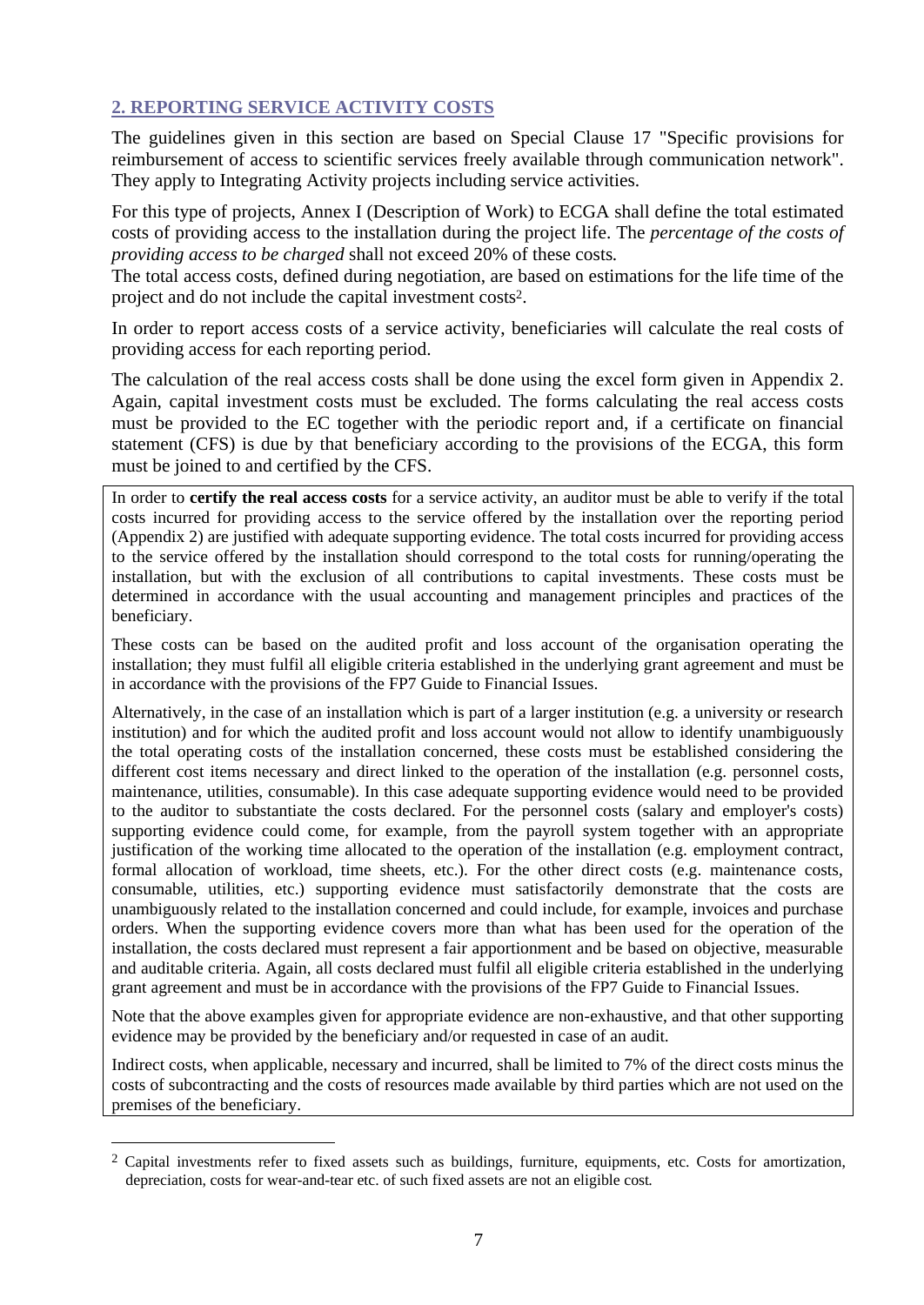## 2. REPORTING SERVICE ACTIVITY COSTS

The guidelines given in this section are based on Special Clause 17 "Specific provisions for reimbursement of access to scientific services freely available through communication network". They apply to Integrating Activity projects including service activities.

For this type of projects, Annex I (Description of Work) to ECGA shall define the total estimated costs of providing access to the installation during the project life. The *percentage of the costs of providing access to be charged* shall not exceed 20% of these costs.

The total access costs, defined during negotiation, are based on estimations for the life time of the project and do not include the capital investment costs[2].

In order to report access costs of a service activity, beneficiaries will calculate the real costs of providing access for each reporting period.

The calculation of the real access costs shall be done using the excel form given in Appendix 2. Again, capital investment costs must be excluded. The forms calculating the real access costs must be provided to the EC together with the periodic report and, if a certificate on financial statement (CFS) is due by that beneficiary according to the provisions of the ECGA, this form must be joined to and certified by the CFS.

In order to **certify the real access costs** for a service activity, an auditor must be able to verify if the total costs incurred for providing access to the service offered by the installation over the reporting period (Appendix 2) are justified with adequate supporting evidence. The total costs incurred for providing access to the service offered by the installation should correspond to the total costs for running/operating the installation, but with the exclusion of all contributions to capital investments. These costs must be determined in accordance with the usual accounting and management principles and practices of the beneficiary.

These costs can be based on the audited profit and loss account of the organisation operating the installation; they must fulfil all eligible criteria established in the underlying grant agreement and must be in accordance with the provisions of the FP7 Guide to Financial Issues.

Alternatively, in the case of an installation which is part of a larger institution (e.g. a university or research institution) and for which the audited profit and loss account would not allow to identify unambiguously the total operating costs of the installation concerned, these costs must be established considering the different cost items necessary and direct linked to the operation of the installation (e.g. personnel costs, maintenance, utilities, consumable). In this case adequate supporting evidence would need to be provided to the auditor to substantiate the costs declared. For the personnel costs (salary and employer's costs) supporting evidence could come, for example, from the payroll system together with an appropriate justification of the working time allocated to the operation of the installation (e.g. employment contract, formal allocation of workload, time sheets, etc.). For the other direct costs (e.g. maintenance costs, consumable, utilities, etc.) supporting evidence must satisfactorily demonstrate that the costs are unambiguously related to the installation concerned and could include, for example, invoices and purchase orders. When the supporting evidence covers more than what has been used for the operation of the installation, the costs declared must represent a fair apportionment and be based on objective, measurable and auditable criteria. Again, all costs declared must fulfil all eligible criteria established in the underlying grant agreement and must be in accordance with the provisions of the FP7 Guide to Financial Issues.

Note that the above examples given for appropriate evidence are non-exhaustive, and that other supporting evidence may be provided by the beneficiary and/or requested in case of an audit.

Indirect costs, when applicable, necessary and incurred, shall be limited to 7% of the direct costs minus the costs of subcontracting and the costs of resources made available by third parties which are not used on the premises of the beneficiary.

---

[2] Capital investments refer to fixed assets such as buildings, furniture, equipments, etc. Costs for amortization, depreciation, costs for wear-and-tear etc. of such fixed assets are not an eligible cost.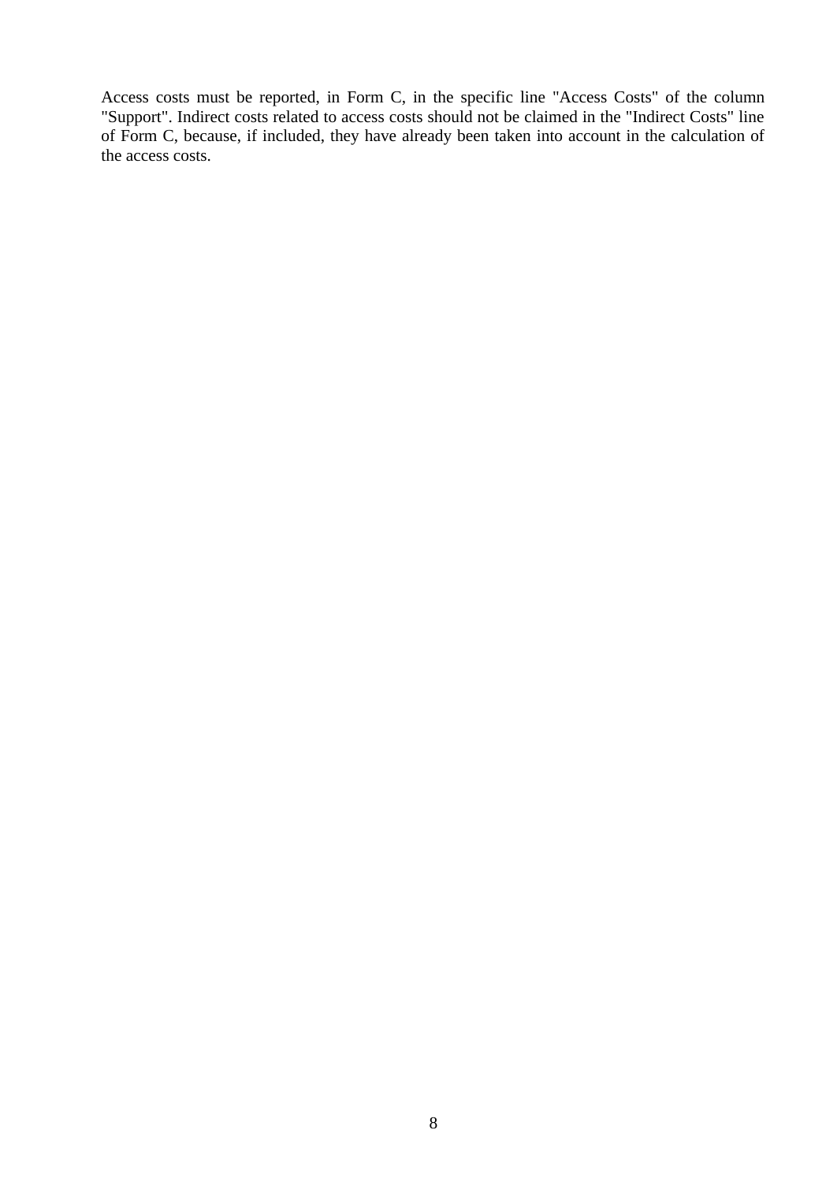Access costs must be reported, in Form C, in the specific line "Access Costs" of the column "Support". Indirect costs related to access costs should not be claimed in the "Indirect Costs" line of Form C, because, if included, they have already been taken into account in the calculation of the access costs.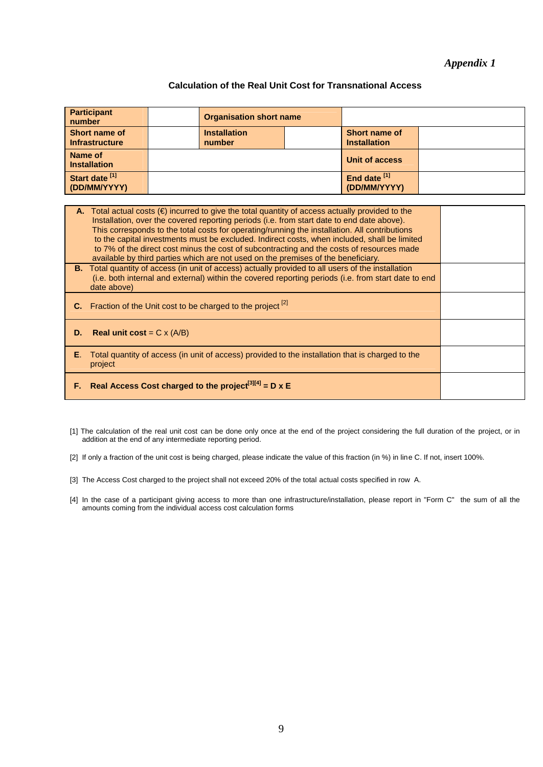*Appendix 1*

### Calculation of the Real Unit Cost for Transnational Access

| **Participant number** | | **Organisation short name** | | | |
|---|---|---|---|---|---|
| **Short name of Infrastructure** | | **Installation number** | | **Short name of Installation** | |
| **Name of Installation** | | | | **Unit of access** | |
| **Start date [1] (DD/MM/YYYY)** | | | | **End date [1] (DD/MM/YYYY)** | |

| | |
|---|---|
| **A.** Total actual costs (€) incurred to give the total quantity of access actually provided to the Installation, over the covered reporting periods (i.e. from start date to end date above). This corresponds to the total costs for operating/running the installation. All contributions to the capital investments must be excluded. Indirect costs, when included, shall be limited to 7% of the direct cost minus the cost of subcontracting and the costs of resources made available by third parties which are not used on the premises of the beneficiary. | |
| **B.** Total quantity of access (in unit of access) actually provided to all users of the installation (i.e. both internal and external) within the covered reporting periods (i.e. from start date to end date above) | |
| **C.** Fraction of the Unit cost to be charged to the project [2] | |
| **D. Real unit cost** = C x (A/B) | |
| **E.** Total quantity of access (in unit of access) provided to the installation that is charged to the project | |
| **F. Real Access Cost charged to the project[3][4] = D x E** | |

[1] The calculation of the real unit cost can be done only once at the end of the project considering the full duration of the project, or in addition at the end of any intermediate reporting period.

[2] If only a fraction of the unit cost is being charged, please indicate the value of this fraction (in %) in line C. If not, insert 100%.

[3] The Access Cost charged to the project shall not exceed 20% of the total actual costs specified in row A.

[4] In the case of a participant giving access to more than one infrastructure/installation, please report in "Form C" the sum of all the amounts coming from the individual access cost calculation forms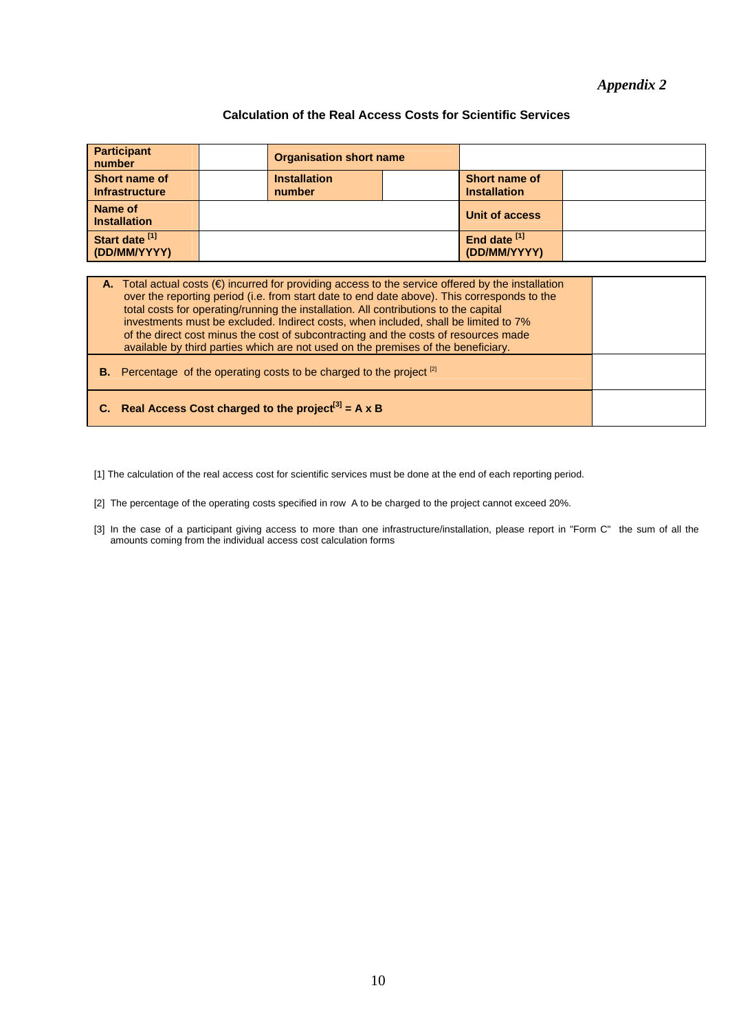*Appendix 2*

**Calculation of the Real Access Costs for Scientific Services**

| | | | | | |
|---|---|---|---|---|---|
| **Participant number** | | **Organisation short name** | | | |
| **Short name of Infrastructure** | | **Installation number** | | **Short name of Installation** | |
| **Name of Installation** | | | | **Unit of access** | |
| **Start date [1] (DD/MM/YYYY)** | | | | **End date [1] (DD/MM/YYYY)** | |

| | |
|---|---|
| **A.** Total actual costs (€) incurred for providing access to the service offered by the installation over the reporting period (i.e. from start date to end date above). This corresponds to the total costs for operating/running the installation. All contributions to the capital investments must be excluded. Indirect costs, when included, shall be limited to 7% of the direct cost minus the cost of subcontracting and the costs of resources made available by third parties which are not used on the premises of the beneficiary. | |
| **B.** Percentage of the operating costs to be charged to the project [2] | |
| **C. Real Access Cost charged to the project[3] = A x B** | |

[1] The calculation of the real access cost for scientific services must be done at the end of each reporting period.

[2] The percentage of the operating costs specified in row A to be charged to the project cannot exceed 20%.

[3] In the case of a participant giving access to more than one infrastructure/installation, please report in "Form C" the sum of all the amounts coming from the individual access cost calculation forms